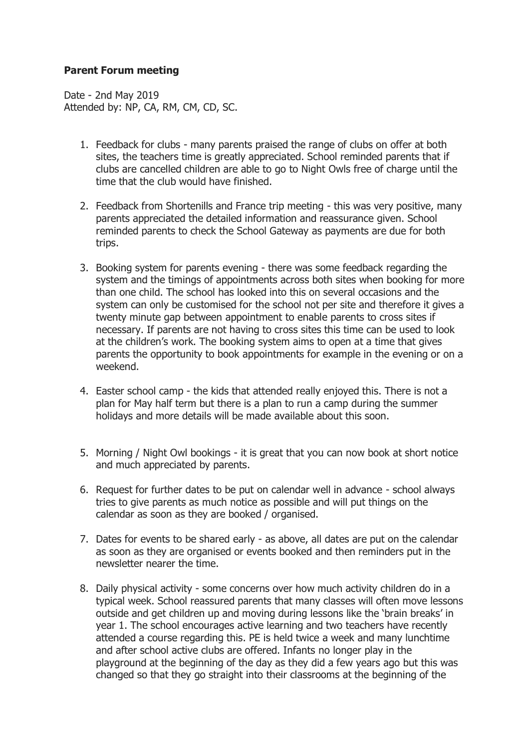**Parent Forum meeting**

Date - 2nd May 2019
Attended by: NP, CA, RM, CM, CD, SC.

1. Feedback for clubs - many parents praised the range of clubs on offer at both sites, the teachers time is greatly appreciated. School reminded parents that if clubs are cancelled children are able to go to Night Owls free of charge until the time that the club would have finished.

2. Feedback from Shortenills and France trip meeting - this was very positive, many parents appreciated the detailed information and reassurance given. School reminded parents to check the School Gateway as payments are due for both trips.

3. Booking system for parents evening - there was some feedback regarding the system and the timings of appointments across both sites when booking for more than one child. The school has looked into this on several occasions and the system can only be customised for the school not per site and therefore it gives a twenty minute gap between appointment to enable parents to cross sites if necessary. If parents are not having to cross sites this time can be used to look at the children's work. The booking system aims to open at a time that gives parents the opportunity to book appointments for example in the evening or on a weekend.

4. Easter school camp - the kids that attended really enjoyed this. There is not a plan for May half term but there is a plan to run a camp during the summer holidays and more details will be made available about this soon.

5. Morning / Night Owl bookings - it is great that you can now book at short notice and much appreciated by parents.

6. Request for further dates to be put on calendar well in advance - school always tries to give parents as much notice as possible and will put things on the calendar as soon as they are booked / organised.

7. Dates for events to be shared early - as above, all dates are put on the calendar as soon as they are organised or events booked and then reminders put in the newsletter nearer the time.

8. Daily physical activity - some concerns over how much activity children do in a typical week. School reassured parents that many classes will often move lessons outside and get children up and moving during lessons like the 'brain breaks' in year 1. The school encourages active learning and two teachers have recently attended a course regarding this. PE is held twice a week and many lunchtime and after school active clubs are offered. Infants no longer play in the playground at the beginning of the day as they did a few years ago but this was changed so that they go straight into their classrooms at the beginning of the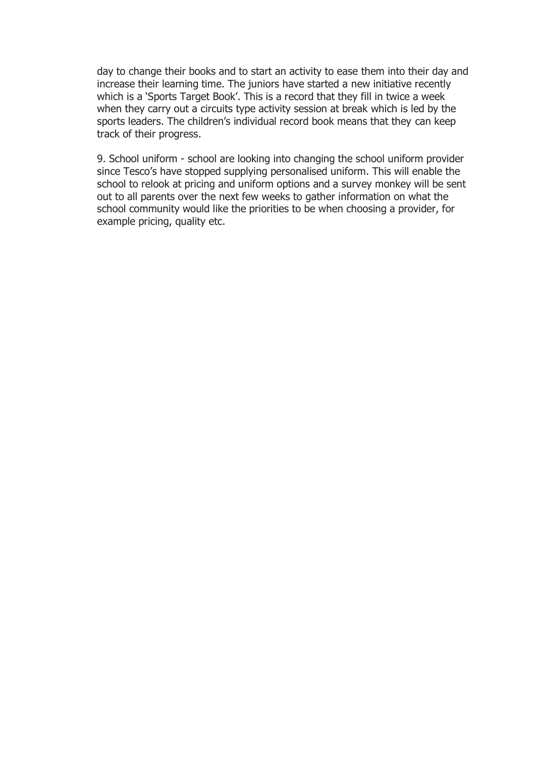day to change their books and to start an activity to ease them into their day and increase their learning time. The juniors have started a new initiative recently which is a 'Sports Target Book'. This is a record that they fill in twice a week when they carry out a circuits type activity session at break which is led by the sports leaders. The children's individual record book means that they can keep track of their progress.

9. School uniform - school are looking into changing the school uniform provider since Tesco's have stopped supplying personalised uniform. This will enable the school to relook at pricing and uniform options and a survey monkey will be sent out to all parents over the next few weeks to gather information on what the school community would like the priorities to be when choosing a provider, for example pricing, quality etc.